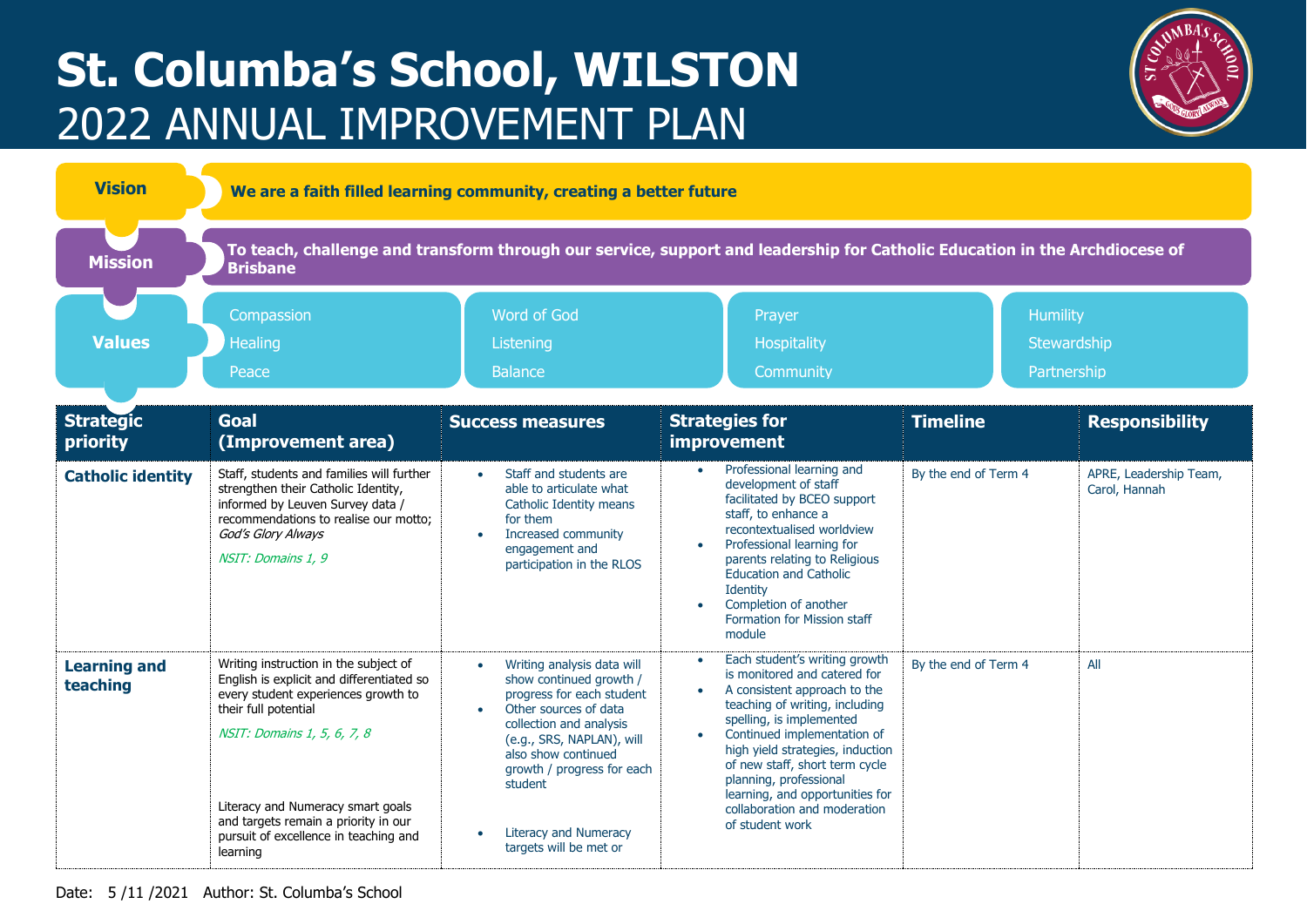# St. Columba's School, WILSTON

## 2022 ANNUAL IMPROVEMENT PLAN

**Vision**

**We are a faith filled learning community, creating a better future**

**Mission**

**To teach, challenge and transform through our service, support and leadership for Catholic Education in the Archdiocese of Brisbane**

**Values**

- Compassion
- Healing
- Peace
- Word of God
- Listening
- Balance
- Prayer
- Hospitality
- Community
- Humility
- Stewardship
- Partnership

| Strategic priority | Goal (Improvement area) | Success measures | Strategies for improvement | Timeline | Responsibility |
|---|---|---|---|---|---|
| **Catholic identity** | Staff, students and families will further strengthen their Catholic Identity, informed by Leuven Survey data / recommendations to realise our motto; *God's Glory Always*<br><br>*NSIT: Domains 1, 9* | • Staff and students are able to articulate what Catholic Identity means for them<br>• Increased community engagement and participation in the RLOS | • Professional learning and development of staff facilitated by BCEO support staff, to enhance a recontextualised worldview<br>• Professional learning for parents relating to Religious Education and Catholic Identity<br>• Completion of another Formation for Mission staff module | By the end of Term 4 | APRE, Leadership Team, Carol, Hannah |
| **Learning and teaching** | Writing instruction in the subject of English is explicit and differentiated so every student experiences growth to their full potential<br><br>*NSIT: Domains 1, 5, 6, 7, 8*<br><br>Literacy and Numeracy smart goals and targets remain a priority in our pursuit of excellence in teaching and learning | • Writing analysis data will show continued growth / progress for each student<br>• Other sources of data collection and analysis (e.g., SRS, NAPLAN), will also show continued growth / progress for each student<br><br>• Literacy and Numeracy targets will be met or | • Each student's writing growth is monitored and catered for<br>• A consistent approach to the teaching of writing, including spelling, is implemented<br>• Continued implementation of high yield strategies, induction of new staff, short term cycle planning, professional learning, and opportunities for collaboration and moderation of student work | By the end of Term 4 | All |

Date: 5 /11 /2021 Author: St. Columba's School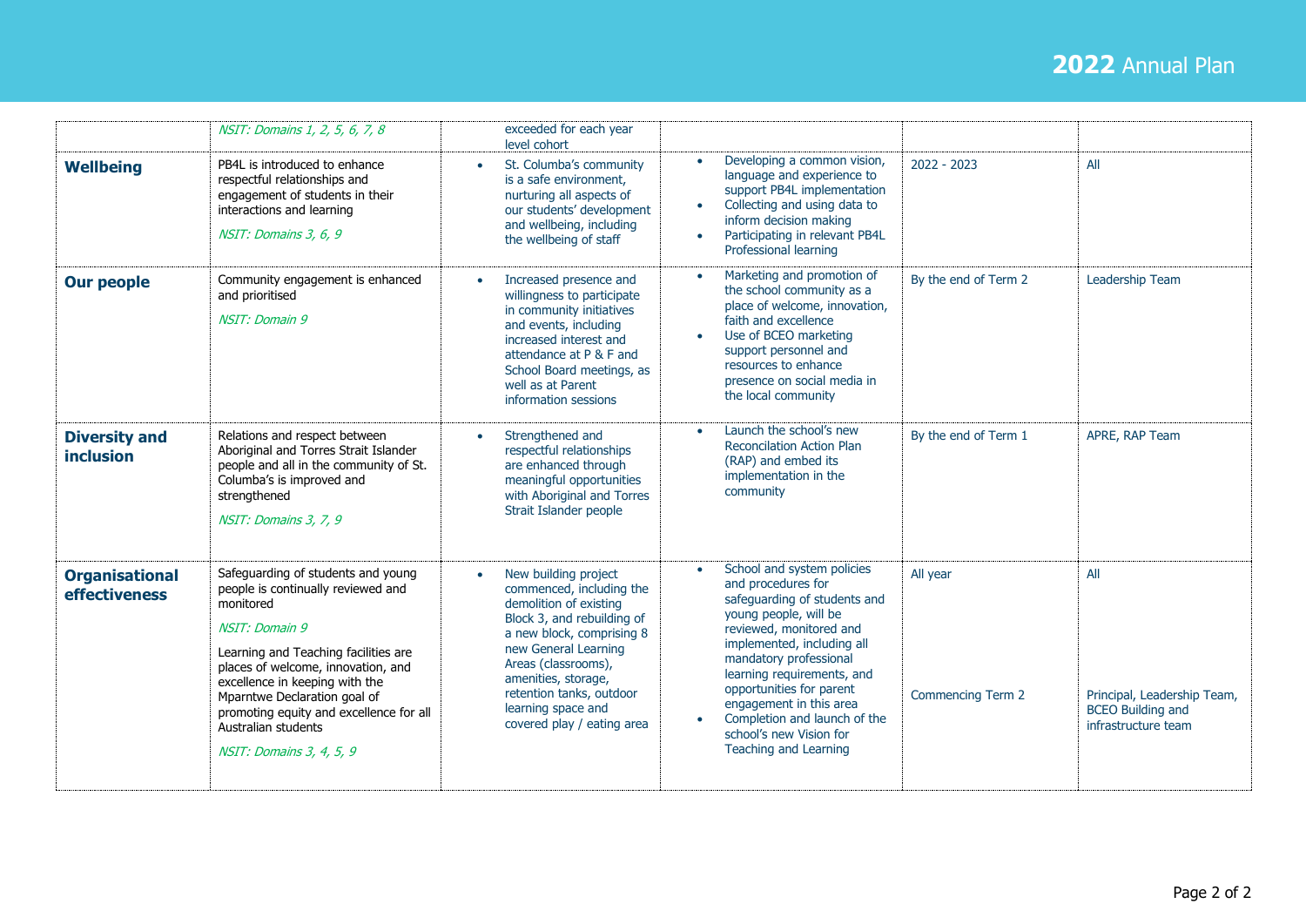# 2022 Annual Plan

| | | | | | |
|---|---|---|---|---|---|
| | *NSIT: Domains 1, 2, 5, 6, 7, 8* | exceeded for each year level cohort | | | |
| **Wellbeing** | PB4L is introduced to enhance respectful relationships and engagement of students in their interactions and learning<br><br>*NSIT: Domains 3, 6, 9* | • St. Columba's community is a safe environment, nurturing all aspects of our students' development and wellbeing, including the wellbeing of staff | • Developing a common vision, language and experience to support PB4L implementation<br>• Collecting and using data to inform decision making<br>• Participating in relevant PB4L Professional learning | 2022 - 2023 | All |
| **Our people** | Community engagement is enhanced and prioritised<br><br>*NSIT: Domain 9* | • Increased presence and willingness to participate in community initiatives and events, including increased interest and attendance at P & F and School Board meetings, as well as at Parent information sessions | • Marketing and promotion of the school community as a place of welcome, innovation, faith and excellence<br>• Use of BCEO marketing support personnel and resources to enhance presence on social media in the local community | By the end of Term 2 | Leadership Team |
| **Diversity and inclusion** | Relations and respect between Aboriginal and Torres Strait Islander people and all in the community of St. Columba's is improved and strengthened<br><br>*NSIT: Domains 3, 7, 9* | • Strengthened and respectful relationships are enhanced through meaningful opportunities with Aboriginal and Torres Strait Islander people | • Launch the school's new Reconciliation Action Plan (RAP) and embed its implementation in the community | By the end of Term 1 | APRE, RAP Team |
| **Organisational effectiveness** | Safeguarding of students and young people is continually reviewed and monitored<br><br>*NSIT: Domain 9*<br><br>Learning and Teaching facilities are places of welcome, innovation, and excellence in keeping with the Mparntwe Declaration goal of promoting equity and excellence for all Australian students<br><br>*NSIT: Domains 3, 4, 5, 9* | • New building project commenced, including the demolition of existing Block 3, and rebuilding of a new block, comprising 8 new General Learning Areas (classrooms), amenities, storage, retention tanks, outdoor learning space and covered play / eating area | • School and system policies and procedures for safeguarding of students and young people, will be reviewed, monitored and implemented, including all mandatory professional learning requirements, and opportunities for parent engagement in this area<br>• Completion and launch of the school's new Vision for Teaching and Learning | All year<br><br>Commencing Term 2 | All<br><br>Principal, Leadership Team, BCEO Building and infrastructure team |